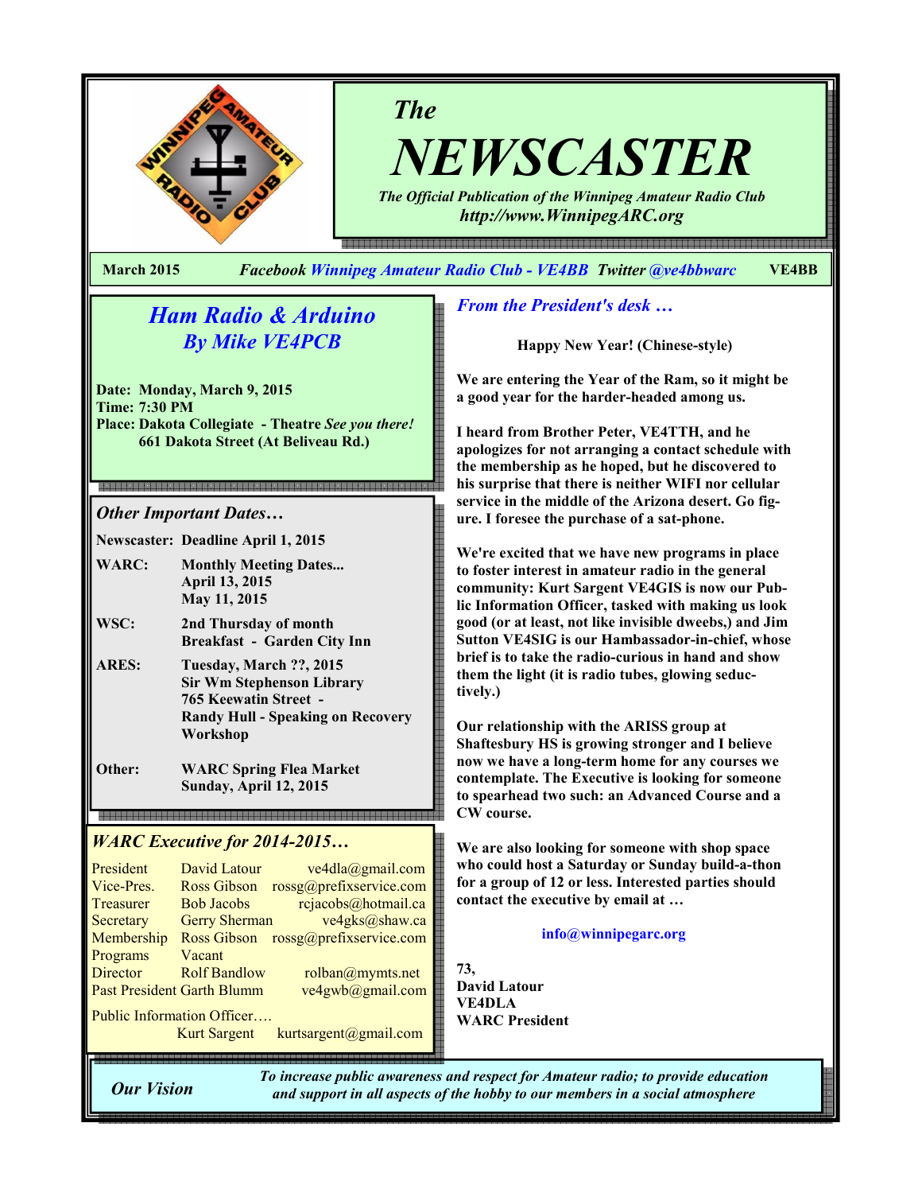# *The* NEWSCASTER

*The Official Publication of the Winnipeg Amateur Radio Club*
*http://www.WinnipegARC.org*

**March 2015** *Facebook Winnipeg Amateur Radio Club - VE4BB Twitter @ve4bbwarc* **VE4BB**

## *Ham Radio & Arduino*
## *By Mike VE4PCB*

**Date: Monday, March 9, 2015**
**Time: 7:30 PM**
**Place: Dakota Collegiate - Theatre** ***See you there!***
**661 Dakota Street (At Beliveau Rd.)**

### *Other Important Dates…*

| | |
|---|---|
| **Newscaster:** | **Deadline April 1, 2015** |
| **WARC:** | **Monthly Meeting Dates... April 13, 2015 May 11, 2015** |
| **WSC:** | **2nd Thursday of month Breakfast - Garden City Inn** |
| **ARES:** | **Tuesday, March ??, 2015 Sir Wm Stephenson Library 765 Keewatin Street - Randy Hull - Speaking on Recovery Workshop** |
| **Other:** | **WARC Spring Flea Market Sunday, April 12, 2015** |

### *WARC Executive for 2014-2015…*

| | | |
|---|---|---|
| President | David Latour | ve4dla@gmail.com |
| Vice-Pres. | Ross Gibson | rossg@prefixservice.com |
| Treasurer | Bob Jacobs | rcjacobs@hotmail.ca |
| Secretary | Gerry Sherman | ve4gks@shaw.ca |
| Membership | Ross Gibson | rossg@prefixservice.com |
| Programs | Vacant | |
| Director | Rolf Bandlow | rolban@mymts.net |
| Past President | Garth Blumm | ve4gwb@gmail.com |

Public Information Officer….
Kurt Sargent kurtsargent@gmail.com

## *From the President's desk …*

**Happy New Year! (Chinese-style)**

**We are entering the Year of the Ram, so it might be a good year for the harder-headed among us.**

**I heard from Brother Peter, VE4TTH, and he apologizes for not arranging a contact schedule with the membership as he hoped, but he discovered to his surprise that there is neither WIFI nor cellular service in the middle of the Arizona desert. Go figure. I foresee the purchase of a sat-phone.**

**We're excited that we have new programs in place to foster interest in amateur radio in the general community: Kurt Sargent VE4GIS is now our Public Information Officer, tasked with making us look good (or at least, not like invisible dweebs,) and Jim Sutton VE4SIG is our Hambassador-in-chief, whose brief is to take the radio-curious in hand and show them the light (it is radio tubes, glowing seductively.)**

**Our relationship with the ARISS group at Shaftesbury HS is growing stronger and I believe now we have a long-term home for any courses we contemplate. The Executive is looking for someone to spearhead two such: an Advanced Course and a CW course.**

**We are also looking for someone with shop space who could host a Saturday or Sunday build-a-thon for a group of 12 or less. Interested parties should contact the executive by email at …**

**info@winnipegarc.org**

**73,**
**David Latour**
**VE4DLA**
**WARC President**

***Our Vision*** *To increase public awareness and respect for Amateur radio; to provide education and support in all aspects of the hobby to our members in a social atmosphere*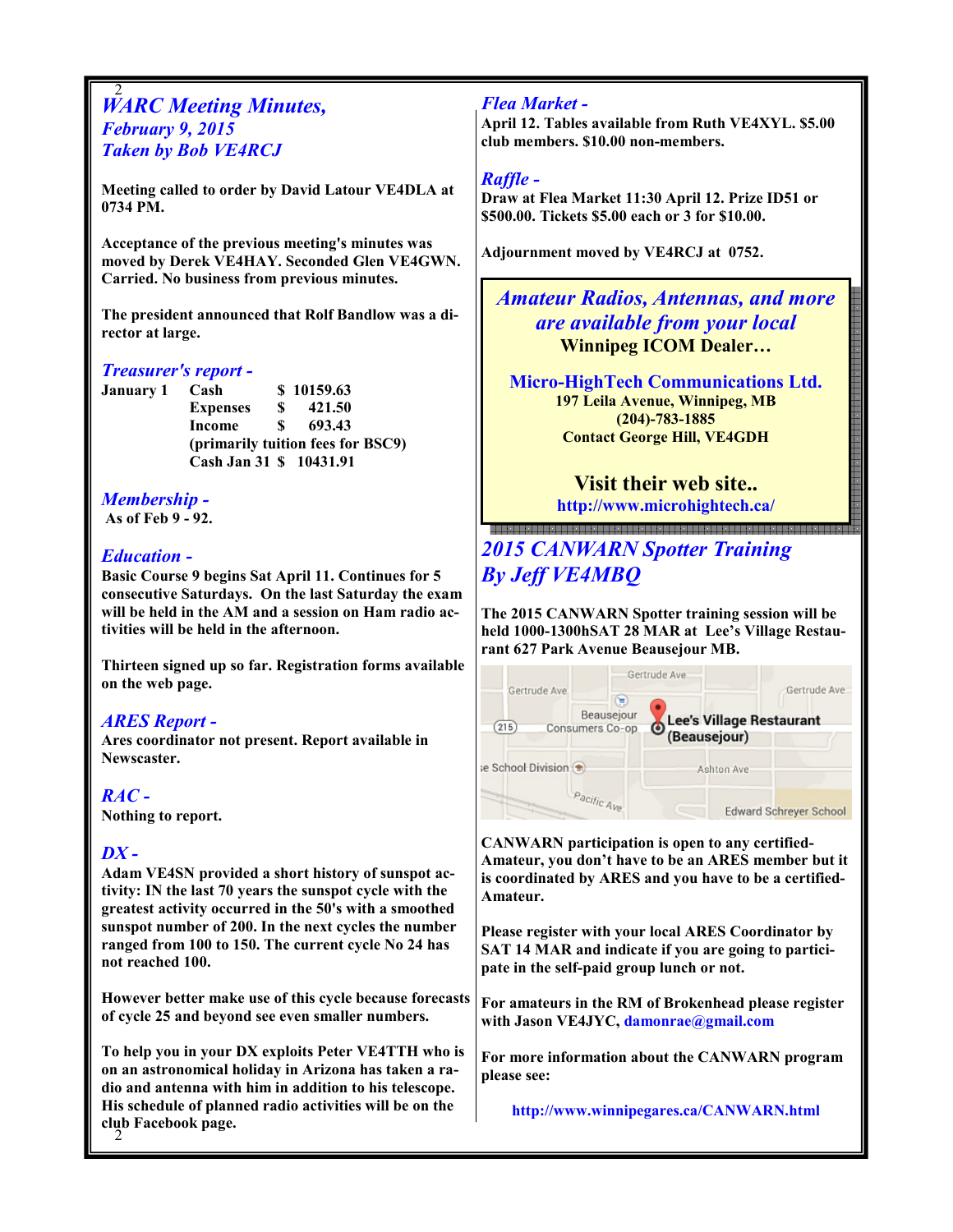## WARC Meeting Minutes, February 9, 2015 Taken by Bob VE4RCJ

**Meeting called to order by David Latour VE4DLA at 0734 PM.**

**Acceptance of the previous meeting's minutes was moved by Derek VE4HAY. Seconded Glen VE4GWN. Carried. No business from previous minutes.**

**The president announced that Rolf Bandlow was a director at large.**

### Treasurer's report -

| | | |
|---|---|---|
| **January 1** | **Cash** | **$ 10159.63** |
| | **Expenses** | **$ 421.50** |
| | **Income** | **$ 693.43** |
| | **(primarily tuition fees for BSC9)** | |
| | **Cash Jan 31** | **$ 10431.91** |

### Membership -

**As of Feb 9 - 92.**

### Education -

**Basic Course 9 begins Sat April 11. Continues for 5 consecutive Saturdays. On the last Saturday the exam will be held in the AM and a session on Ham radio activities will be held in the afternoon.**

**Thirteen signed up so far. Registration forms available on the web page.**

### ARES Report -

**Ares coordinator not present. Report available in Newscaster.**

### RAC -

**Nothing to report.**

### DX -

**Adam VE4SN provided a short history of sunspot activity: IN the last 70 years the sunspot cycle with the greatest activity occurred in the 50's with a smoothed sunspot number of 200. In the next cycles the number ranged from 100 to 150. The current cycle No 24 has not reached 100.**

**However better make use of this cycle because forecasts of cycle 25 and beyond see even smaller numbers.**

**To help you in your DX exploits Peter VE4TTH who is on an astronomical holiday in Arizona has taken a radio and antenna with him in addition to his telescope. His schedule of planned radio activities will be on the club Facebook page.**

### Flea Market -

**April 12. Tables available from Ruth VE4XYL. $5.00 club members. $10.00 non-members.**

### Raffle -

**Draw at Flea Market 11:30 April 12. Prize ID51 or $500.00. Tickets $5.00 each or 3 for $10.00.**

**Adjournment moved by VE4RCJ at 0752.**

---

*Amateur Radios, Antennas, and more are available from your local*
**Winnipeg ICOM Dealer…**

**Micro-HighTech Communications Ltd.**
**197 Leila Avenue, Winnipeg, MB**
**(204)-783-1885**
**Contact George Hill, VE4GDH**

**Visit their web site..**
**http://www.microhightech.ca/**

---

## 2015 CANWARN Spotter Training By Jeff VE4MBQ

**The 2015 CANWARN Spotter training session will be held 1000-1300hSAT 28 MAR at Lee's Village Restaurant 627 Park Avenue Beausejour MB.**

Gertrude Ave
Gertrude Ave
Gertrude Ave
215
Beausejour Consumers Co-op
Lee's Village Restaurant (Beausejour)
School Division
Ashton Ave
Pacific Ave
Edward Schreyer School

**CANWARN participation is open to any certified-Amateur, you don't have to be an ARES member but it is coordinated by ARES and you have to be a certified-Amateur.**

**Please register with your local ARES Coordinator by SAT 14 MAR and indicate if you are going to participate in the self-paid group lunch or not.**

**For amateurs in the RM of Brokenhead please register with Jason VE4JYC, damonrae@gmail.com**

**For more information about the CANWARN program please see:**

**http://www.winnipegares.ca/CANWARN.html**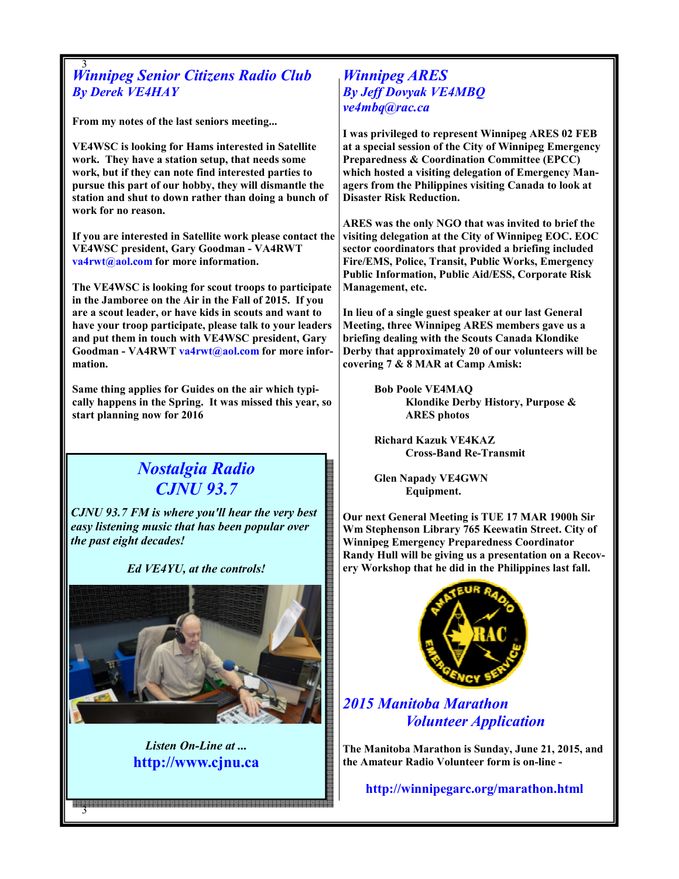## *Winnipeg Senior Citizens Radio Club*
### *By Derek VE4HAY*

**From my notes of the last seniors meeting...**

**VE4WSC is looking for Hams interested in Satellite work. They have a station setup, that needs some work, but if they can note find interested parties to pursue this part of our hobby, they will dismantle the station and shut to down rather than doing a bunch of work for no reason.**

**If you are interested in Satellite work please contact the VE4WSC president, Gary Goodman - VA4RWT va4rwt@aol.com for more information.**

**The VE4WSC is looking for scout troops to participate in the Jamboree on the Air in the Fall of 2015. If you are a scout leader, or have kids in scouts and want to have your troop participate, please talk to your leaders and put them in touch with VE4WSC president, Gary Goodman - VA4RWT va4rwt@aol.com for more information.**

**Same thing applies for Guides on the air which typically happens in the Spring. It was missed this year, so start planning now for 2016**

## *Nostalgia Radio CJNU 93.7*

***CJNU 93.7 FM is where you'll hear the very best easy listening music that has been popular over the past eight decades!***

***Ed VE4YU, at the controls!***

***Listen On-Line at ...***
**http://www.cjnu.ca**

## *Winnipeg ARES*
### *By Jeff Dovyak VE4MBQ*
### *ve4mbq@rac.ca*

**I was privileged to represent Winnipeg ARES 02 FEB at a special session of the City of Winnipeg Emergency Preparedness & Coordination Committee (EPCC) which hosted a visiting delegation of Emergency Managers from the Philippines visiting Canada to look at Disaster Risk Reduction.**

**ARES was the only NGO that was invited to brief the visiting delegation at the City of Winnipeg EOC. EOC sector coordinators that provided a briefing included Fire/EMS, Police, Transit, Public Works, Emergency Public Information, Public Aid/ESS, Corporate Risk Management, etc.**

**In lieu of a single guest speaker at our last General Meeting, three Winnipeg ARES members gave us a briefing dealing with the Scouts Canada Klondike Derby that approximately 20 of our volunteers will be covering 7 & 8 MAR at Camp Amisk:**

**Bob Poole VE4MAQ**
**Klondike Derby History, Purpose & ARES photos**

**Richard Kazuk VE4KAZ**
**Cross-Band Re-Transmit**

**Glen Napady VE4GWN**
**Equipment.**

**Our next General Meeting is TUE 17 MAR 1900h Sir Wm Stephenson Library 765 Keewatin Street. City of Winnipeg Emergency Preparedness Coordinator Randy Hull will be giving us a presentation on a Recovery Workshop that he did in the Philippines last fall.**

AMATEUR RADIO EMERGENCY SERVICE RAC

## *2015 Manitoba Marathon Volunteer Application*

**The Manitoba Marathon is Sunday, June 21, 2015, and the Amateur Radio Volunteer form is on-line -**

**http://winnipegarc.org/marathon.html**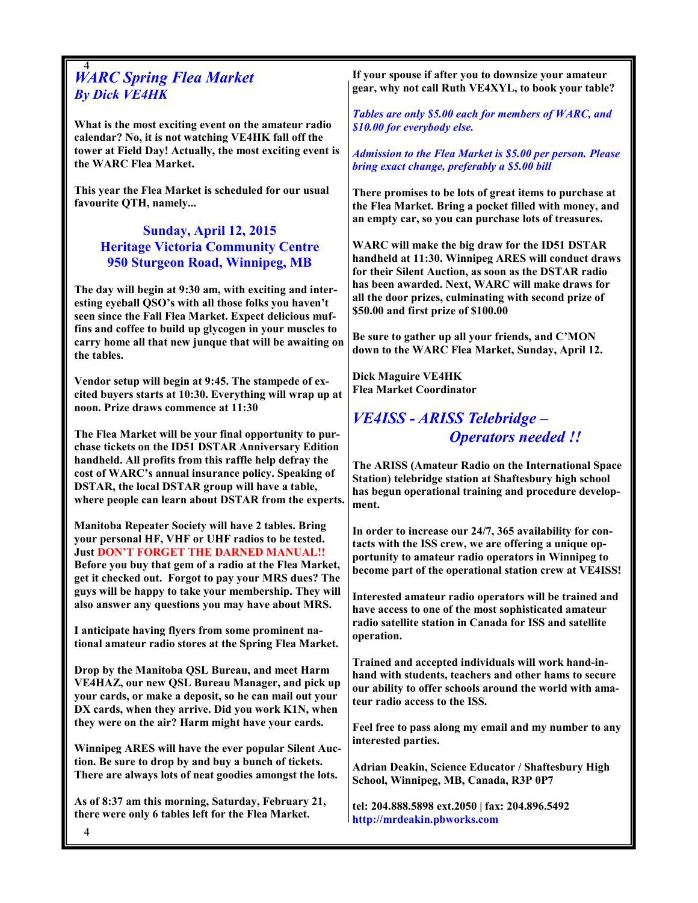## *WARC Spring Flea Market*

### *By Dick VE4HK*

**What is the most exciting event on the amateur radio calendar? No, it is not watching VE4HK fall off the tower at Field Day! Actually, the most exciting event is the WARC Flea Market.**

**This year the Flea Market is scheduled for our usual favourite QTH, namely...**

**Sunday, April 12, 2015**
**Heritage Victoria Community Centre**
**950 Sturgeon Road, Winnipeg, MB**

**The day will begin at 9:30 am, with exciting and interesting eyeball QSO's with all those folks you haven't seen since the Fall Flea Market. Expect delicious muffins and coffee to build up glycogen in your muscles to carry home all that new junque that will be awaiting on the tables.**

**Vendor setup will begin at 9:45. The stampede of excited buyers starts at 10:30. Everything will wrap up at noon. Prize draws commence at 11:30**

**The Flea Market will be your final opportunity to purchase tickets on the ID51 DSTAR Anniversary Edition handheld. All profits from this raffle help defray the cost of WARC's annual insurance policy. Speaking of DSTAR, the local DSTAR group will have a table, where people can learn about DSTAR from the experts.**

**Manitoba Repeater Society will have 2 tables. Bring your personal HF, VHF or UHF radios to be tested. Just DON'T FORGET THE DARNED MANUAL!! Before you buy that gem of a radio at the Flea Market, get it checked out. Forgot to pay your MRS dues? The guys will be happy to take your membership. They will also answer any questions you may have about MRS.**

**I anticipate having flyers from some prominent national amateur radio stores at the Spring Flea Market.**

**Drop by the Manitoba QSL Bureau, and meet Harm VE4HAZ, our new QSL Bureau Manager, and pick up your cards, or make a deposit, so he can mail out your DX cards, when they arrive. Did you work K1N, when they were on the air? Harm might have your cards.**

**Winnipeg ARES will have the ever popular Silent Auction. Be sure to drop by and buy a bunch of tickets. There are always lots of neat goodies amongst the lots.**

**As of 8:37 am this morning, Saturday, February 21, there were only 6 tables left for the Flea Market.**

**If your spouse if after you to downsize your amateur gear, why not call Ruth VE4XYL, to book your table?**

***Tables are only $5.00 each for members of WARC, and $10.00 for everybody else.***

***Admission to the Flea Market is $5.00 per person. Please bring exact change, preferably a $5.00 bill***

**There promises to be lots of great items to purchase at the Flea Market. Bring a pocket filled with money, and an empty car, so you can purchase lots of treasures.**

**WARC will make the big draw for the ID51 DSTAR handheld at 11:30. Winnipeg ARES will conduct draws for their Silent Auction, as soon as the DSTAR radio has been awarded. Next, WARC will make draws for all the door prizes, culminating with second prize of $50.00 and first prize of $100.00**

**Be sure to gather up all your friends, and C'MON down to the WARC Flea Market, Sunday, April 12.**

**Dick Maguire VE4HK**
**Flea Market Coordinator**

## *VE4ISS - ARISS Telebridge – Operators needed !!*

**The ARISS (Amateur Radio on the International Space Station) telebridge station at Shaftesbury high school has begun operational training and procedure development.**

**In order to increase our 24/7, 365 availability for contacts with the ISS crew, we are offering a unique opportunity to amateur radio operators in Winnipeg to become part of the operational station crew at VE4ISS!**

**Interested amateur radio operators will be trained and have access to one of the most sophisticated amateur radio satellite station in Canada for ISS and satellite operation.**

**Trained and accepted individuals will work hand-in-hand with students, teachers and other hams to secure our ability to offer schools around the world with amateur radio access to the ISS.**

**Feel free to pass along my email and my number to any interested parties.**

**Adrian Deakin, Science Educator / Shaftesbury High School, Winnipeg, MB, Canada, R3P 0P7**

**tel: 204.888.5898 ext.2050 | fax: 204.896.5492**
**http://mrdeakin.pbworks.com**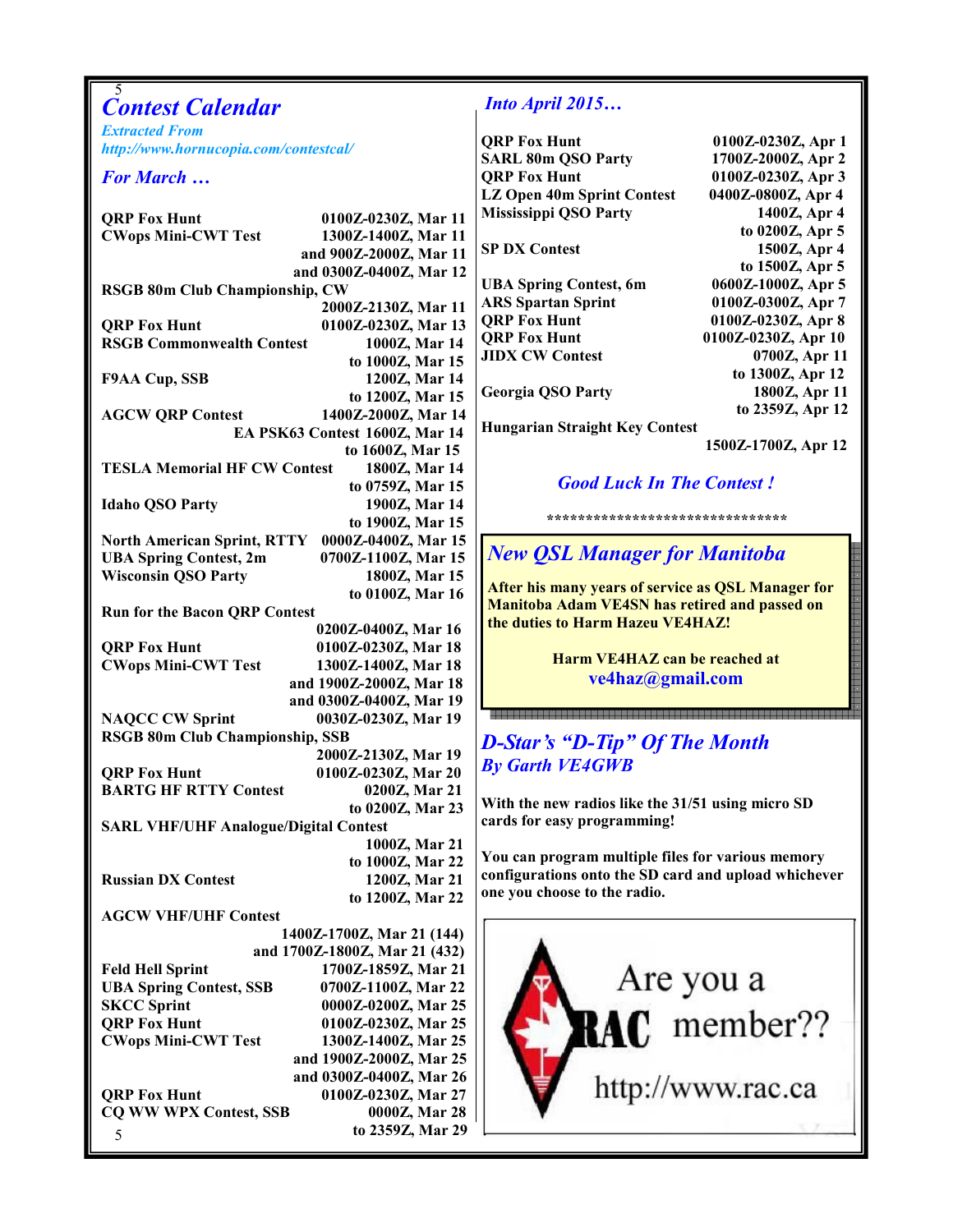# Contest Calendar

*Extracted From*
*http://www.hornucopia.com/contestcal/*

## For March …

| | |
|---|---|
| QRP Fox Hunt | 0100Z-0230Z, Mar 11 |
| CWops Mini-CWT Test | 1300Z-1400Z, Mar 11 and 900Z-2000Z, Mar 11 and 0300Z-0400Z, Mar 12 |
| RSGB 80m Club Championship, CW | 2000Z-2130Z, Mar 11 |
| QRP Fox Hunt | 0100Z-0230Z, Mar 13 |
| RSGB Commonwealth Contest | 1000Z, Mar 14 to 1000Z, Mar 15 |
| F9AA Cup, SSB | 1200Z, Mar 14 to 1200Z, Mar 15 |
| AGCW QRP Contest | 1400Z-2000Z, Mar 14 |
| EA PSK63 Contest | 1600Z, Mar 14 to 1600Z, Mar 15 |
| TESLA Memorial HF CW Contest | 1800Z, Mar 14 to 0759Z, Mar 15 |
| Idaho QSO Party | 1900Z, Mar 14 to 1900Z, Mar 15 |
| North American Sprint, RTTY | 0000Z-0400Z, Mar 15 |
| UBA Spring Contest, 2m | 0700Z-1100Z, Mar 15 |
| Wisconsin QSO Party | 1800Z, Mar 15 to 0100Z, Mar 16 |
| Run for the Bacon QRP Contest | 0200Z-0400Z, Mar 16 |
| QRP Fox Hunt | 0100Z-0230Z, Mar 18 |
| CWops Mini-CWT Test | 1300Z-1400Z, Mar 18 and 1900Z-2000Z, Mar 18 and 0300Z-0400Z, Mar 19 |
| NAQCC CW Sprint | 0030Z-0230Z, Mar 19 |
| RSGB 80m Club Championship, SSB | 2000Z-2130Z, Mar 19 |
| QRP Fox Hunt | 0100Z-0230Z, Mar 20 |
| BARTG HF RTTY Contest | 0200Z, Mar 21 to 0200Z, Mar 23 |
| SARL VHF/UHF Analogue/Digital Contest | 1000Z, Mar 21 to 1000Z, Mar 22 |
| Russian DX Contest | 1200Z, Mar 21 to 1200Z, Mar 22 |
| AGCW VHF/UHF Contest | 1400Z-1700Z, Mar 21 (144) and 1700Z-1800Z, Mar 21 (432) |
| Feld Hell Sprint | 1700Z-1859Z, Mar 21 |
| UBA Spring Contest, SSB | 0700Z-1100Z, Mar 22 |
| SKCC Sprint | 0000Z-0200Z, Mar 25 |
| QRP Fox Hunt | 0100Z-0230Z, Mar 25 |
| CWops Mini-CWT Test | 1300Z-1400Z, Mar 25 and 1900Z-2000Z, Mar 25 and 0300Z-0400Z, Mar 26 |
| QRP Fox Hunt | 0100Z-0230Z, Mar 27 |
| CQ WW WPX Contest, SSB | 0000Z, Mar 28 to 2359Z, Mar 29 |

## Into April 2015…

| | |
|---|---|
| QRP Fox Hunt | 0100Z-0230Z, Apr 1 |
| SARL 80m QSO Party | 1700Z-2000Z, Apr 2 |
| QRP Fox Hunt | 0100Z-0230Z, Apr 3 |
| LZ Open 40m Sprint Contest | 0400Z-0800Z, Apr 4 |
| Mississippi QSO Party | 1400Z, Apr 4 to 0200Z, Apr 5 |
| SP DX Contest | 1500Z, Apr 4 to 1500Z, Apr 5 |
| UBA Spring Contest, 6m | 0600Z-1000Z, Apr 5 |
| ARS Spartan Sprint | 0100Z-0300Z, Apr 7 |
| QRP Fox Hunt | 0100Z-0230Z, Apr 8 |
| QRP Fox Hunt | 0100Z-0230Z, Apr 10 |
| JIDX CW Contest | 0700Z, Apr 11 to 1300Z, Apr 12 |
| Georgia QSO Party | 1800Z, Apr 11 to 2359Z, Apr 12 |
| Hungarian Straight Key Contest | 1500Z-1700Z, Apr 12 |

*Good Luck In The Contest !*

*******************************

## New QSL Manager for Manitoba

**After his many years of service as QSL Manager for Manitoba Adam VE4SN has retired and passed on the duties to Harm Hazeu VE4HAZ!**

**Harm VE4HAZ can be reached at**
**ve4haz@gmail.com**

## D-Star's "D-Tip" Of The Month
*By Garth VE4GWB*

**With the new radios like the 31/51 using micro SD cards for easy programming!**

**You can program multiple files for various memory configurations onto the SD card and upload whichever one you choose to the radio.**

Are you a RAC member??
http://www.rac.ca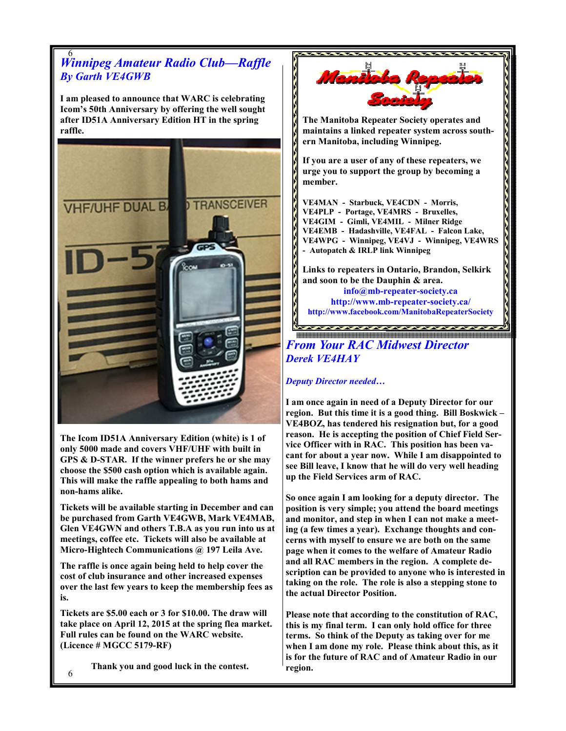## *Winnipeg Amateur Radio Club—Raffle*

***By Garth VE4GWB***

**I am pleased to announce that WARC is celebrating Icom's 50th Anniversary by offering the well sought after ID51A Anniversary Edition HT in the spring raffle.**

**The Icom ID51A Anniversary Edition (white) is 1 of only 5000 made and covers VHF/UHF with built in GPS & D-STAR. If the winner prefers he or she may choose the $500 cash option which is available again. This will make the raffle appealing to both hams and non-hams alike.**

**Tickets will be available starting in December and can be purchased from Garth VE4GWB, Mark VE4MAB, Glen VE4GWN and others T.B.A as you run into us at meetings, coffee etc. Tickets will also be available at Micro-Hightech Communications @ 197 Leila Ave.**

**The raffle is once again being held to help cover the cost of club insurance and other increased expenses over the last few years to keep the membership fees as is.**

**Tickets are $5.00 each or 3 for $10.00. The draw will take place on April 12, 2015 at the spring flea market. Full rules can be found on the WARC website. (Licence # MGCC 5179-RF)**

**Thank you and good luck in the contest.**

## Manitoba Repeater Society

**The Manitoba Repeater Society operates and maintains a linked repeater system across southern Manitoba, including Winnipeg.**

**If you are a user of any of these repeaters, we urge you to support the group by becoming a member.**

**VE4MAN - Starbuck, VE4CDN - Morris, VE4PLP - Portage, VE4MRS - Bruxelles, VE4GIM - Gimli, VE4MIL - Milner Ridge VE4EMB - Hadashville, VE4FAL - Falcon Lake, VE4WPG - Winnipeg, VE4VJ - Winnipeg, VE4WRS - Autopatch & IRLP link Winnipeg**

**Links to repeaters in Ontario, Brandon, Selkirk and soon to be the Dauphin & area.**

**info@mb-repeater-society.ca**
**http://www.mb-repeater-society.ca/**
**http://www.facebook.com/ManitobaRepeaterSociety**

## *From Your RAC Midwest Director*

***Derek VE4HAY***

***Deputy Director needed…***

**I am once again in need of a Deputy Director for our region. But this time it is a good thing. Bill Boskwick – VE4BOZ, has tendered his resignation but, for a good reason. He is accepting the position of Chief Field Service Officer with in RAC. This position has been vacant for about a year now. While I am disappointed to see Bill leave, I know that he will do very well heading up the Field Services arm of RAC.**

**So once again I am looking for a deputy director. The position is very simple; you attend the board meetings and monitor, and step in when I can not make a meeting (a few times a year). Exchange thoughts and concerns with myself to ensure we are both on the same page when it comes to the welfare of Amateur Radio and all RAC members in the region. A complete description can be provided to anyone who is interested in taking on the role. The role is also a stepping stone to the actual Director Position.**

**Please note that according to the constitution of RAC, this is my final term. I can only hold office for three terms. So think of the Deputy as taking over for me when I am done my role. Please think about this, as it is for the future of RAC and of Amateur Radio in our region.**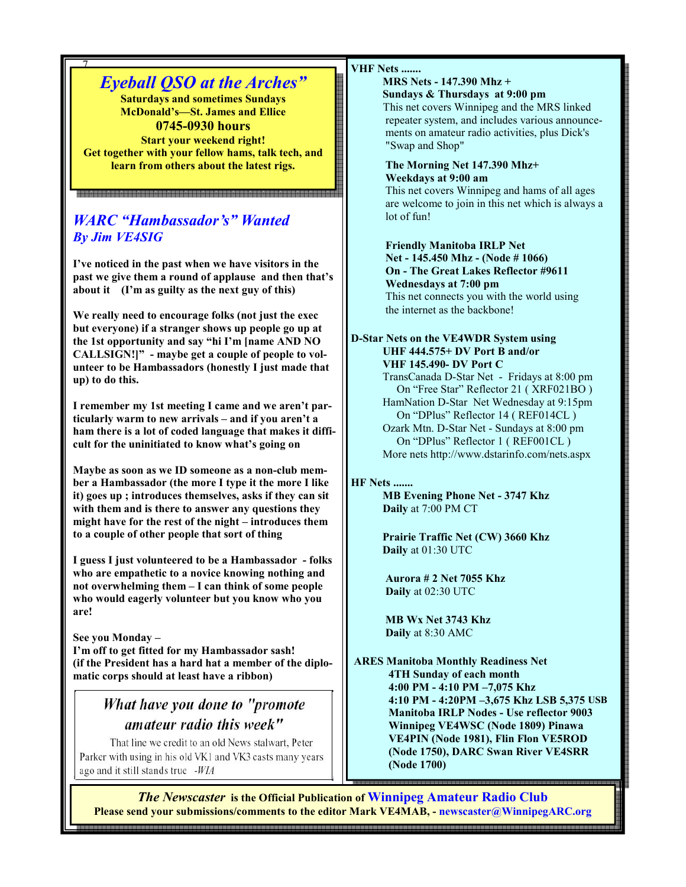## Eyeball QSO at the Arches”

**Saturdays and sometimes Sundays**
**McDonald's—St. James and Ellice**
**0745-0930 hours**
**Start your weekend right!**
**Get together with your fellow hams, talk tech, and learn from others about the latest rigs.**

## *WARC “Hambassador's” Wanted*

### *By Jim VE4SIG*

**I've noticed in the past when we have visitors in the past we give them a round of applause and then that's about it (I'm as guilty as the next guy of this)**

**We really need to encourage folks (not just the exec but everyone) if a stranger shows up people go up at the 1st opportunity and say “hi I'm [name AND NO CALLSIGN!]” - maybe get a couple of people to volunteer to be Hambassadors (honestly I just made that up) to do this.**

**I remember my 1st meeting I came and we aren't particularly warm to new arrivals – and if you aren't a ham there is a lot of coded language that makes it difficult for the uninitiated to know what's going on**

**Maybe as soon as we ID someone as a non-club member a Hambassador (the more I type it the more I like it) goes up ; introduces themselves, asks if they can sit with them and is there to answer any questions they might have for the rest of the night – introduces them to a couple of other people that sort of thing**

**I guess I just volunteered to be a Hambassador - folks who are empathetic to a novice knowing nothing and not overwhelming them – I can think of some people who would eagerly volunteer but you know who you are!**

**See you Monday –**
**I'm off to get fitted for my Hambassador sash!**
**(if the President has a hard hat a member of the diplomatic corps should at least have a ribbon)**

*What have you done to "promote amateur radio this week"*

That line we credit to an old News stalwart, Peter Parker with using in his old VK1 and VK3 casts many years ago and it still stands true -*WIA*

**VHF Nets .......**

**MRS Nets - 147.390 Mhz +**
**Sundays & Thursdays at 9:00 pm**
This net covers Winnipeg and the MRS linked repeater system, and includes various announcements on amateur radio activities, plus Dick's "Swap and Shop"

**The Morning Net 147.390 Mhz+**
**Weekdays at 9:00 am**
This net covers Winnipeg and hams of all ages are welcome to join in this net which is always a lot of fun!

**Friendly Manitoba IRLP Net**
**Net - 145.450 Mhz - (Node # 1066)**
**On - The Great Lakes Reflector #9611**
**Wednesdays at 7:00 pm**
This net connects you with the world using the internet as the backbone!

**D-Star Nets on the VE4WDR System using**
**UHF 444.575+ DV Port B and/or**
**VHF 145.490- DV Port C**

TransCanada D-Star Net - Fridays at 8:00 pm
On “Free Star” Reflector 21 ( XRF021BO )
HamNation D-Star Net Wednesday at 9:15pm
On “DPlus” Reflector 14 ( REF014CL )
Ozark Mtn. D-Star Net - Sundays at 8:00 pm
On “DPlus” Reflector 1 ( REF001CL )
More nets http://www.dstarinfo.com/nets.aspx

**HF Nets .......**

**MB Evening Phone Net - 3747 Khz**
**Daily** at 7:00 PM CT

**Prairie Traffic Net (CW) 3660 Khz**
**Daily** at 01:30 UTC

**Aurora # 2 Net 7055 Khz**
**Daily** at 02:30 UTC

**MB Wx Net 3743 Khz**
**Daily** at 8:30 AMC

**ARES Manitoba Monthly Readiness Net**
**4TH Sunday of each month**
**4:00 PM - 4:10 PM –7,075 Khz**
**4:10 PM - 4:20PM –3,675 Khz LSB 5,375 USB**
**Manitoba IRLP Nodes - Use reflector 9003**
**Winnipeg VE4WSC (Node 1809) Pinawa VE4PIN (Node 1981), Flin Flon VE5ROD (Node 1750), DARC Swan River VE4SRR (Node 1700)**

***The Newscaster* is the Official Publication of Winnipeg Amateur Radio Club**
**Please send your submissions/comments to the editor Mark VE4MAB, - newscaster@WinnipegARC.org**